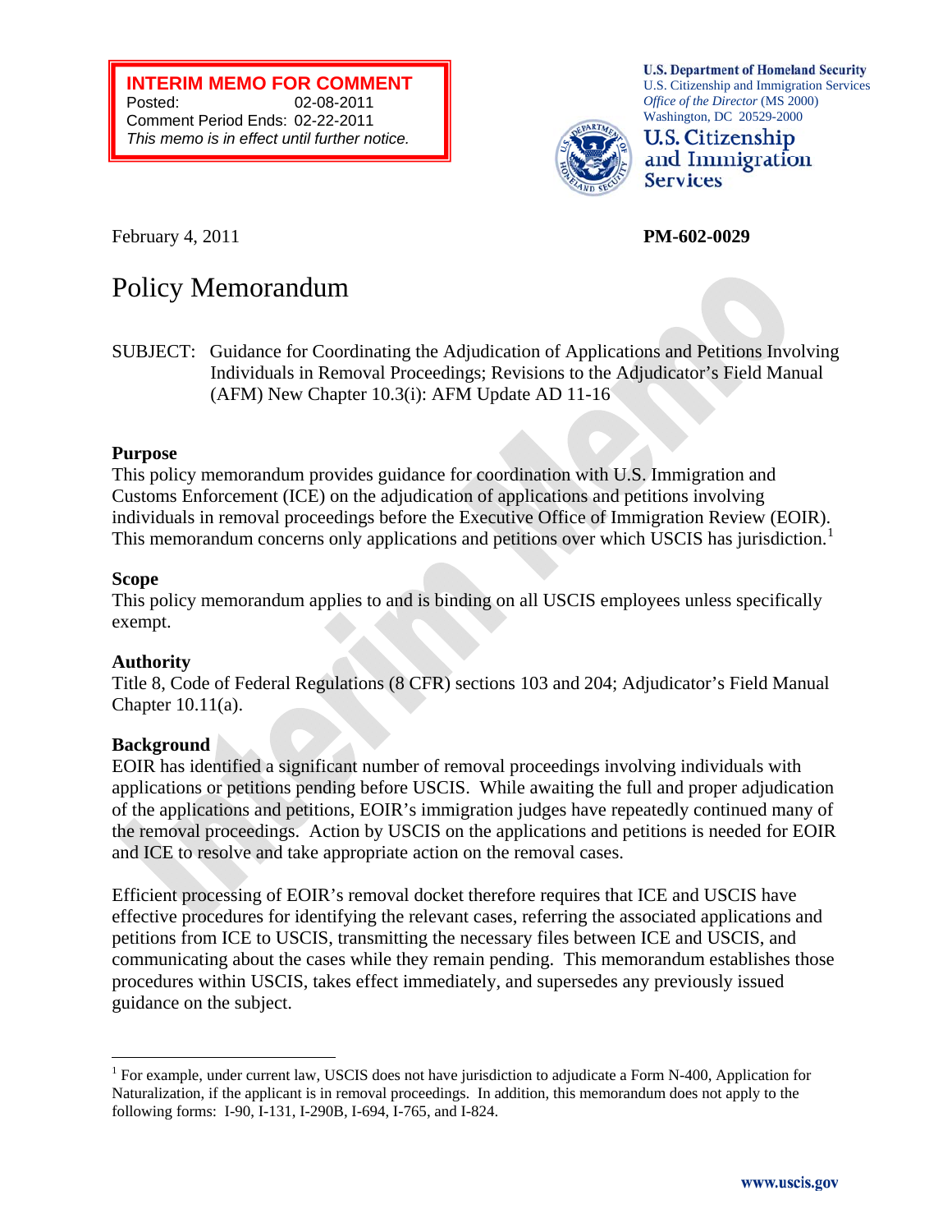**INTERIM MEMO FOR COMMENT**
Posted: 02-08-2011
Comment Period Ends: 02-22-2011
*This memo is in effect until further notice.*

**U.S. Department of Homeland Security**
U.S. Citizenship and Immigration Services
*Office of the Director* (MS 2000)
Washington, DC 20529-2000

**U.S. Citizenship and Immigration Services**

February 4, 2011

**PM-602-0029**

# Policy Memorandum

SUBJECT: Guidance for Coordinating the Adjudication of Applications and Petitions Involving Individuals in Removal Proceedings; Revisions to the Adjudicator's Field Manual (AFM) New Chapter 10.3(i): AFM Update AD 11-16

## Purpose

This policy memorandum provides guidance for coordination with U.S. Immigration and Customs Enforcement (ICE) on the adjudication of applications and petitions involving individuals in removal proceedings before the Executive Office of Immigration Review (EOIR). This memorandum concerns only applications and petitions over which USCIS has jurisdiction.[1]

## Scope

This policy memorandum applies to and is binding on all USCIS employees unless specifically exempt.

## Authority

Title 8, Code of Federal Regulations (8 CFR) sections 103 and 204; Adjudicator's Field Manual Chapter 10.11(a).

## Background

EOIR has identified a significant number of removal proceedings involving individuals with applications or petitions pending before USCIS. While awaiting the full and proper adjudication of the applications and petitions, EOIR's immigration judges have repeatedly continued many of the removal proceedings. Action by USCIS on the applications and petitions is needed for EOIR and ICE to resolve and take appropriate action on the removal cases.

Efficient processing of EOIR's removal docket therefore requires that ICE and USCIS have effective procedures for identifying the relevant cases, referring the associated applications and petitions from ICE to USCIS, transmitting the necessary files between ICE and USCIS, and communicating about the cases while they remain pending. This memorandum establishes those procedures within USCIS, takes effect immediately, and supersedes any previously issued guidance on the subject.

---

[1] For example, under current law, USCIS does not have jurisdiction to adjudicate a Form N-400, Application for Naturalization, if the applicant is in removal proceedings. In addition, this memorandum does not apply to the following forms: I-90, I-131, I-290B, I-694, I-765, and I-824.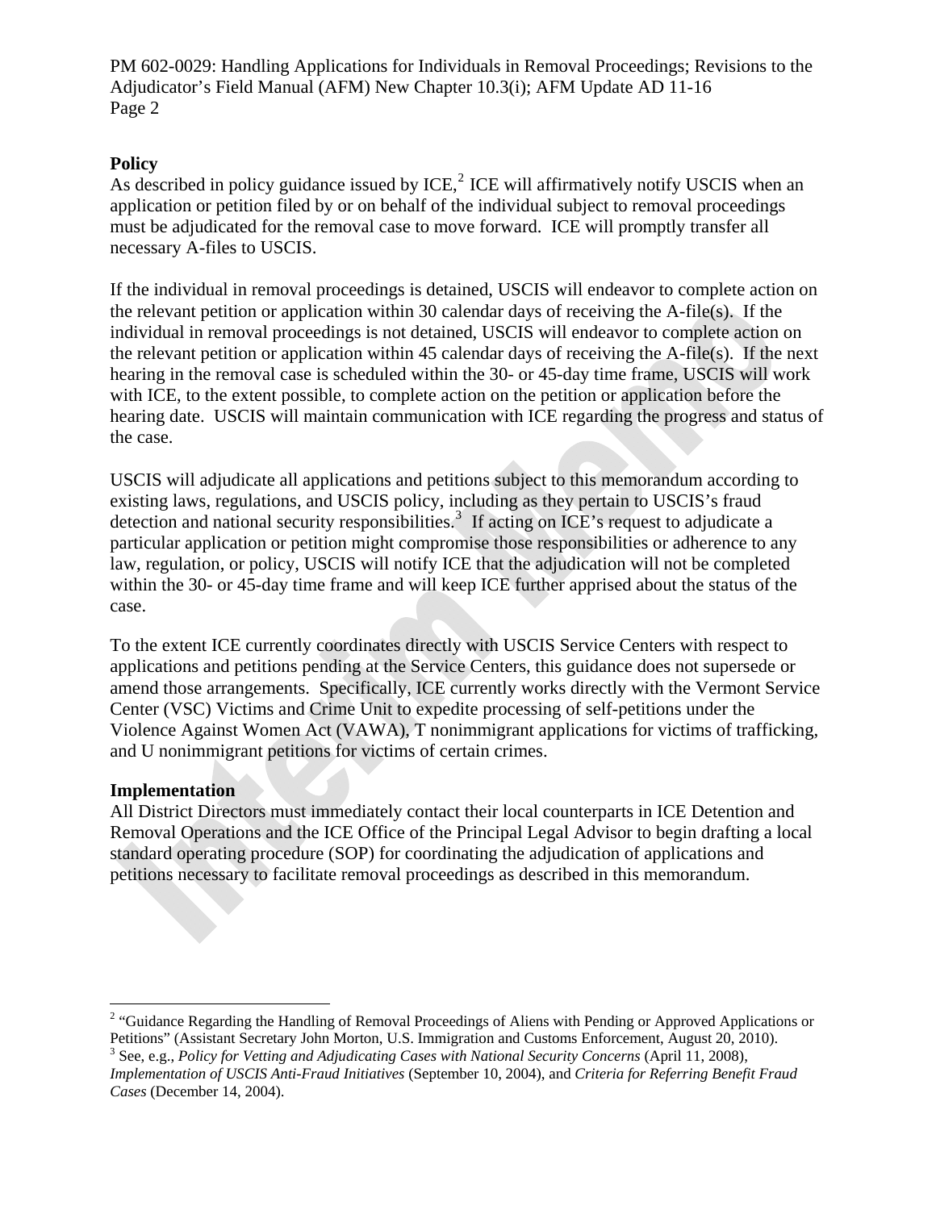**Policy**
As described in policy guidance issued by ICE,[2] ICE will affirmatively notify USCIS when an application or petition filed by or on behalf of the individual subject to removal proceedings must be adjudicated for the removal case to move forward. ICE will promptly transfer all necessary A-files to USCIS.

If the individual in removal proceedings is detained, USCIS will endeavor to complete action on the relevant petition or application within 30 calendar days of receiving the A-file(s). If the individual in removal proceedings is not detained, USCIS will endeavor to complete action on the relevant petition or application within 45 calendar days of receiving the A-file(s). If the next hearing in the removal case is scheduled within the 30- or 45-day time frame, USCIS will work with ICE, to the extent possible, to complete action on the petition or application before the hearing date. USCIS will maintain communication with ICE regarding the progress and status of the case.

USCIS will adjudicate all applications and petitions subject to this memorandum according to existing laws, regulations, and USCIS policy, including as they pertain to USCIS's fraud detection and national security responsibilities.[3] If acting on ICE's request to adjudicate a particular application or petition might compromise those responsibilities or adherence to any law, regulation, or policy, USCIS will notify ICE that the adjudication will not be completed within the 30- or 45-day time frame and will keep ICE further apprised about the status of the case.

To the extent ICE currently coordinates directly with USCIS Service Centers with respect to applications and petitions pending at the Service Centers, this guidance does not supersede or amend those arrangements. Specifically, ICE currently works directly with the Vermont Service Center (VSC) Victims and Crime Unit to expedite processing of self-petitions under the Violence Against Women Act (VAWA), T nonimmigrant applications for victims of trafficking, and U nonimmigrant petitions for victims of certain crimes.

**Implementation**
All District Directors must immediately contact their local counterparts in ICE Detention and Removal Operations and the ICE Office of the Principal Legal Advisor to begin drafting a local standard operating procedure (SOP) for coordinating the adjudication of applications and petitions necessary to facilitate removal proceedings as described in this memorandum.

---

[2] "Guidance Regarding the Handling of Removal Proceedings of Aliens with Pending or Approved Applications or Petitions" (Assistant Secretary John Morton, U.S. Immigration and Customs Enforcement, August 20, 2010).

[3] See, e.g., *Policy for Vetting and Adjudicating Cases with National Security Concerns* (April 11, 2008), *Implementation of USCIS Anti-Fraud Initiatives* (September 10, 2004), and *Criteria for Referring Benefit Fraud Cases* (December 14, 2004).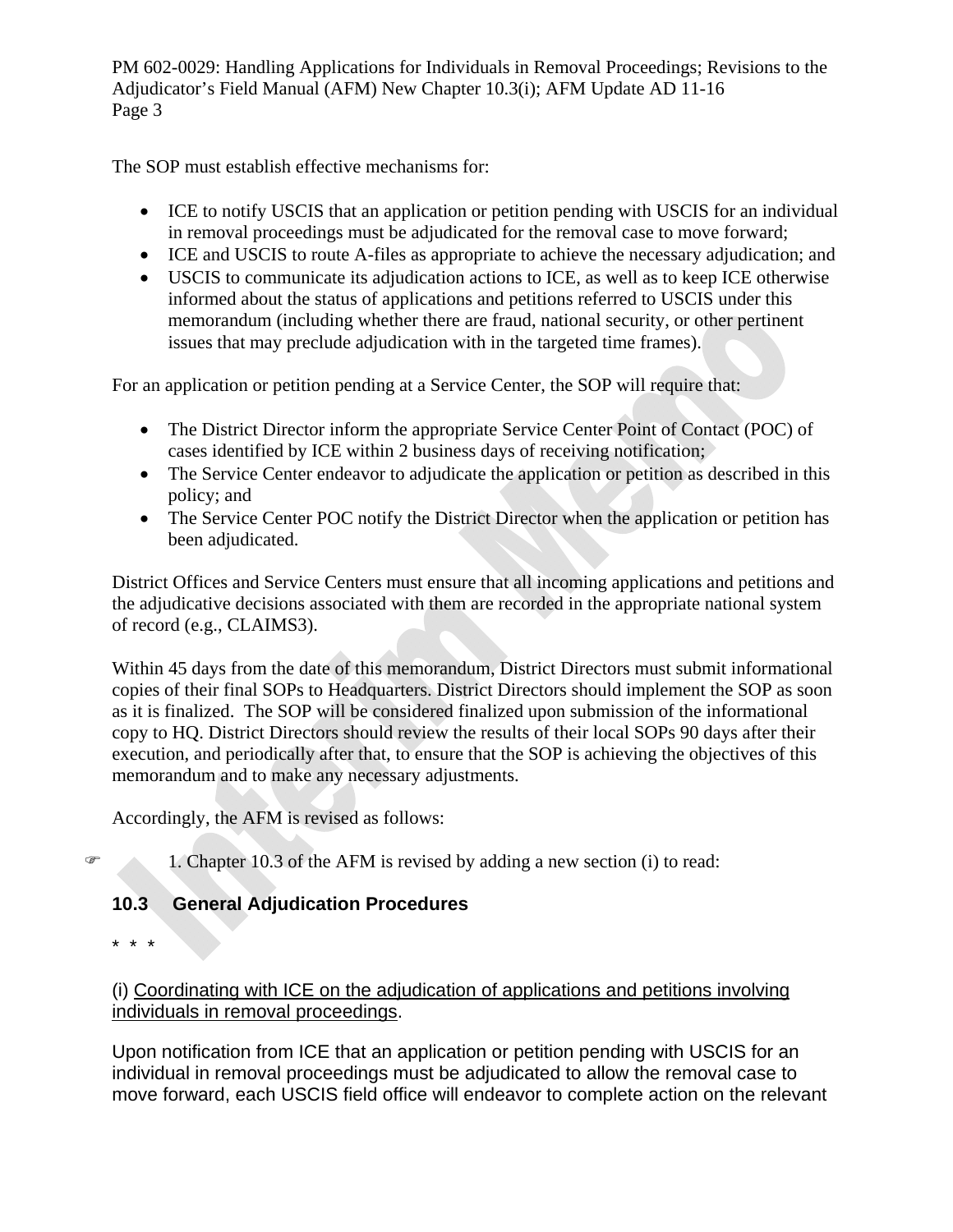The SOP must establish effective mechanisms for:

- ICE to notify USCIS that an application or petition pending with USCIS for an individual in removal proceedings must be adjudicated for the removal case to move forward;
- ICE and USCIS to route A-files as appropriate to achieve the necessary adjudication; and
- USCIS to communicate its adjudication actions to ICE, as well as to keep ICE otherwise informed about the status of applications and petitions referred to USCIS under this memorandum (including whether there are fraud, national security, or other pertinent issues that may preclude adjudication with in the targeted time frames).

For an application or petition pending at a Service Center, the SOP will require that:

- The District Director inform the appropriate Service Center Point of Contact (POC) of cases identified by ICE within 2 business days of receiving notification;
- The Service Center endeavor to adjudicate the application or petition as described in this policy; and
- The Service Center POC notify the District Director when the application or petition has been adjudicated.

District Offices and Service Centers must ensure that all incoming applications and petitions and the adjudicative decisions associated with them are recorded in the appropriate national system of record (e.g., CLAIMS3).

Within 45 days from the date of this memorandum, District Directors must submit informational copies of their final SOPs to Headquarters. District Directors should implement the SOP as soon as it is finalized. The SOP will be considered finalized upon submission of the informational copy to HQ. District Directors should review the results of their local SOPs 90 days after their execution, and periodically after that, to ensure that the SOP is achieving the objectives of this memorandum and to make any necessary adjustments.

Accordingly, the AFM is revised as follows:

☞ 1. Chapter 10.3 of the AFM is revised by adding a new section (i) to read:

## 10.3 General Adjudication Procedures

\* \* \*

(i) <u>Coordinating with ICE on the adjudication of applications and petitions involving individuals in removal proceedings</u>.

Upon notification from ICE that an application or petition pending with USCIS for an individual in removal proceedings must be adjudicated to allow the removal case to move forward, each USCIS field office will endeavor to complete action on the relevant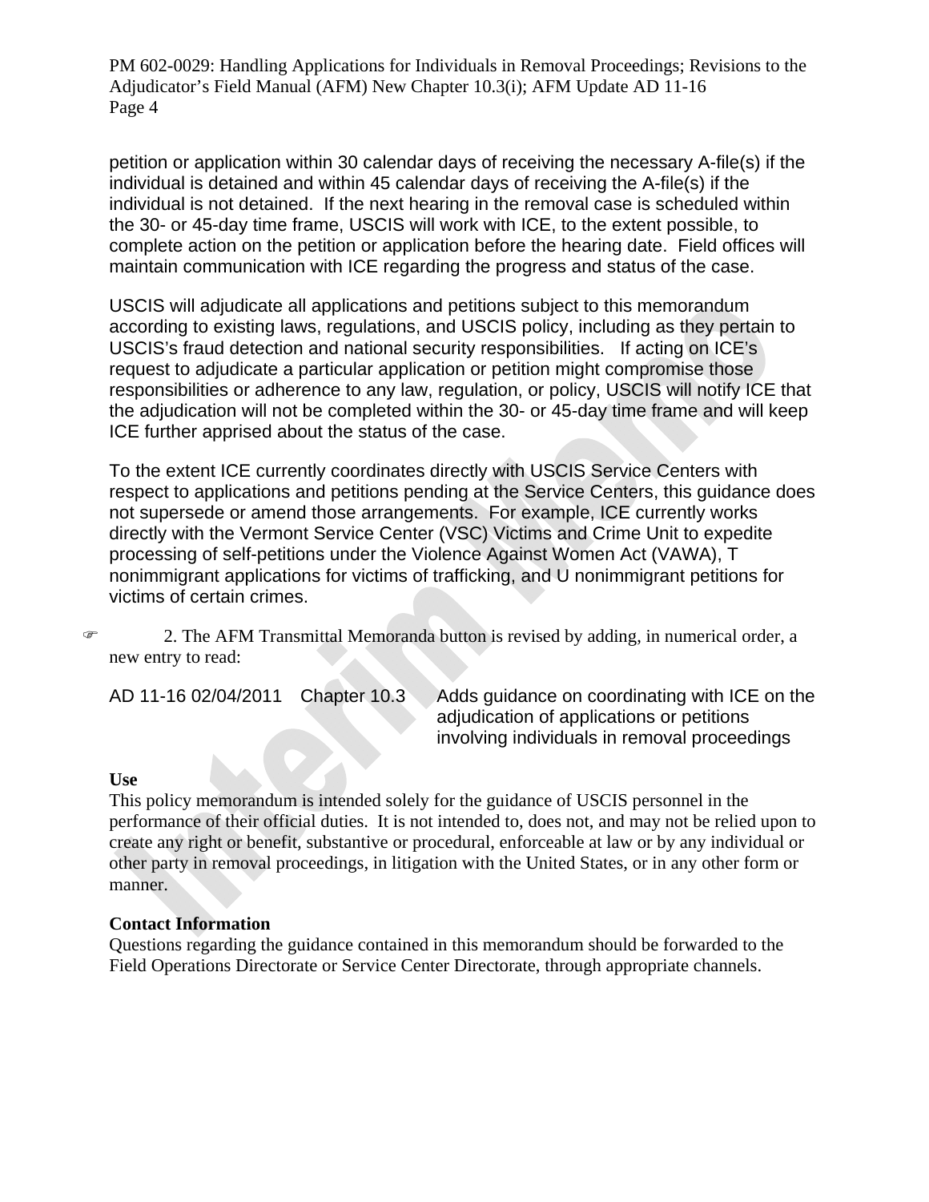petition or application within 30 calendar days of receiving the necessary A-file(s) if the individual is detained and within 45 calendar days of receiving the A-file(s) if the individual is not detained. If the next hearing in the removal case is scheduled within the 30- or 45-day time frame, USCIS will work with ICE, to the extent possible, to complete action on the petition or application before the hearing date. Field offices will maintain communication with ICE regarding the progress and status of the case.

USCIS will adjudicate all applications and petitions subject to this memorandum according to existing laws, regulations, and USCIS policy, including as they pertain to USCIS's fraud detection and national security responsibilities. If acting on ICE's request to adjudicate a particular application or petition might compromise those responsibilities or adherence to any law, regulation, or policy, USCIS will notify ICE that the adjudication will not be completed within the 30- or 45-day time frame and will keep ICE further apprised about the status of the case.

To the extent ICE currently coordinates directly with USCIS Service Centers with respect to applications and petitions pending at the Service Centers, this guidance does not supersede or amend those arrangements. For example, ICE currently works directly with the Vermont Service Center (VSC) Victims and Crime Unit to expedite processing of self-petitions under the Violence Against Women Act (VAWA), T nonimmigrant applications for victims of trafficking, and U nonimmigrant petitions for victims of certain crimes.

☞ 2. The AFM Transmittal Memoranda button is revised by adding, in numerical order, a new entry to read:

| | | |
|---|---|---|
| AD 11-16 02/04/2011 | Chapter 10.3 | Adds guidance on coordinating with ICE on the adjudication of applications or petitions involving individuals in removal proceedings |

**Use**

This policy memorandum is intended solely for the guidance of USCIS personnel in the performance of their official duties. It is not intended to, does not, and may not be relied upon to create any right or benefit, substantive or procedural, enforceable at law or by any individual or other party in removal proceedings, in litigation with the United States, or in any other form or manner.

**Contact Information**

Questions regarding the guidance contained in this memorandum should be forwarded to the Field Operations Directorate or Service Center Directorate, through appropriate channels.